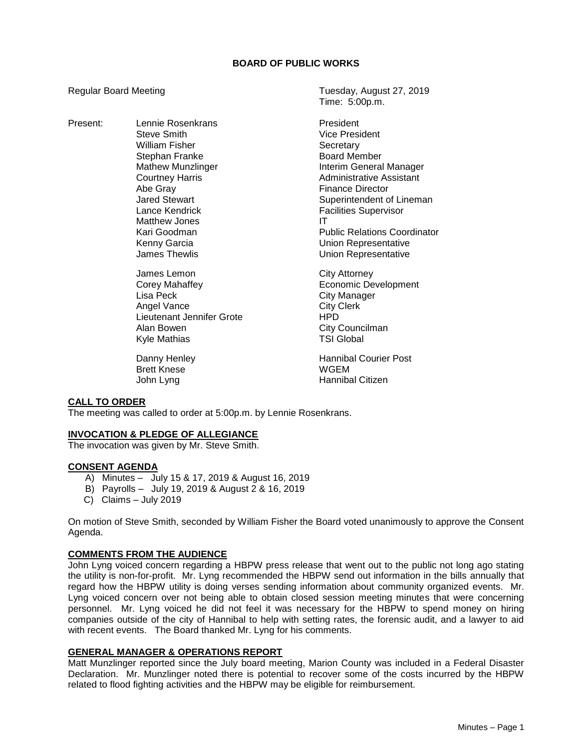# BOARD OF PUBLIC WORKS

Regular Board Meeting — Tuesday, August 27, 2019
Time: 5:00p.m.

Present:

| Name | Title |
|---|---|
| Lennie Rosenkrans | President |
| Steve Smith | Vice President |
| William Fisher | Secretary |
| Stephan Franke | Board Member |
| Mathew Munzlinger | Interim General Manager |
| Courtney Harris | Administrative Assistant |
| Abe Gray | Finance Director |
| Jared Stewart | Superintendent of Lineman |
| Lance Kendrick | Facilities Supervisor |
| Matthew Jones | IT |
| Kari Goodman | Public Relations Coordinator |
| Kenny Garcia | Union Representative |
| James Thewlis | Union Representative |
| James Lemon | City Attorney |
| Corey Mahaffey | Economic Development |
| Lisa Peck | City Manager |
| Angel Vance | City Clerk |
| Lieutenant Jennifer Grote | HPD |
| Alan Bowen | City Councilman |
| Kyle Mathias | TSI Global |
| Danny Henley | Hannibal Courier Post |
| Brett Knese | WGEM |
| John Lyng | Hannibal Citizen |

## CALL TO ORDER

The meeting was called to order at 5:00p.m. by Lennie Rosenkrans.

## INVOCATION & PLEDGE OF ALLEGIANCE

The invocation was given by Mr. Steve Smith.

## CONSENT AGENDA

A) Minutes – July 15 & 17, 2019 & August 16, 2019
B) Payrolls – July 19, 2019 & August 2 & 16, 2019
C) Claims – July 2019

On motion of Steve Smith, seconded by William Fisher the Board voted unanimously to approve the Consent Agenda.

## COMMENTS FROM THE AUDIENCE

John Lyng voiced concern regarding a HBPW press release that went out to the public not long ago stating the utility is non-for-profit. Mr. Lyng recommended the HBPW send out information in the bills annually that regard how the HBPW utility is doing verses sending information about community organized events. Mr. Lyng voiced concern over not being able to obtain closed session meeting minutes that were concerning personnel. Mr. Lyng voiced he did not feel it was necessary for the HBPW to spend money on hiring companies outside of the city of Hannibal to help with setting rates, the forensic audit, and a lawyer to aid with recent events. The Board thanked Mr. Lyng for his comments.

## GENERAL MANAGER & OPERATIONS REPORT

Matt Munzlinger reported since the July board meeting, Marion County was included in a Federal Disaster Declaration. Mr. Munzlinger noted there is potential to recover some of the costs incurred by the HBPW related to flood fighting activities and the HBPW may be eligible for reimbursement.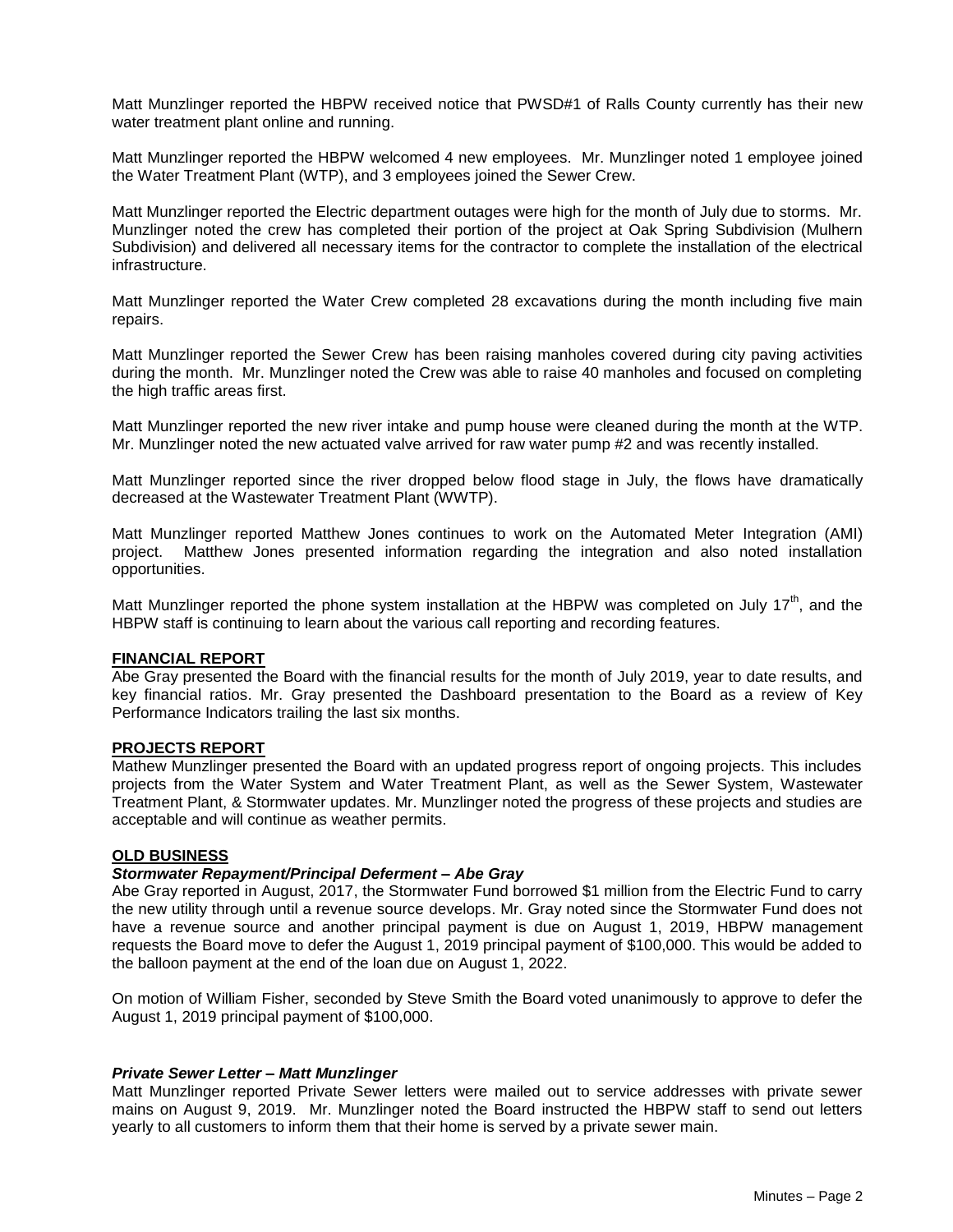Matt Munzlinger reported the HBPW received notice that PWSD#1 of Ralls County currently has their new water treatment plant online and running.

Matt Munzlinger reported the HBPW welcomed 4 new employees. Mr. Munzlinger noted 1 employee joined the Water Treatment Plant (WTP), and 3 employees joined the Sewer Crew.

Matt Munzlinger reported the Electric department outages were high for the month of July due to storms. Mr. Munzlinger noted the crew has completed their portion of the project at Oak Spring Subdivision (Mulhern Subdivision) and delivered all necessary items for the contractor to complete the installation of the electrical infrastructure.

Matt Munzlinger reported the Water Crew completed 28 excavations during the month including five main repairs.

Matt Munzlinger reported the Sewer Crew has been raising manholes covered during city paving activities during the month. Mr. Munzlinger noted the Crew was able to raise 40 manholes and focused on completing the high traffic areas first.

Matt Munzlinger reported the new river intake and pump house were cleaned during the month at the WTP. Mr. Munzlinger noted the new actuated valve arrived for raw water pump #2 and was recently installed.

Matt Munzlinger reported since the river dropped below flood stage in July, the flows have dramatically decreased at the Wastewater Treatment Plant (WWTP).

Matt Munzlinger reported Matthew Jones continues to work on the Automated Meter Integration (AMI) project. Matthew Jones presented information regarding the integration and also noted installation opportunities.

Matt Munzlinger reported the phone system installation at the HBPW was completed on July 17th, and the HBPW staff is continuing to learn about the various call reporting and recording features.

## FINANCIAL REPORT

Abe Gray presented the Board with the financial results for the month of July 2019, year to date results, and key financial ratios. Mr. Gray presented the Dashboard presentation to the Board as a review of Key Performance Indicators trailing the last six months.

## PROJECTS REPORT

Mathew Munzlinger presented the Board with an updated progress report of ongoing projects. This includes projects from the Water System and Water Treatment Plant, as well as the Sewer System, Wastewater Treatment Plant, & Stormwater updates. Mr. Munzlinger noted the progress of these projects and studies are acceptable and will continue as weather permits.

## OLD BUSINESS

### *Stormwater Repayment/Principal Deferment – Abe Gray*

Abe Gray reported in August, 2017, the Stormwater Fund borrowed $1 million from the Electric Fund to carry the new utility through until a revenue source develops. Mr. Gray noted since the Stormwater Fund does not have a revenue source and another principal payment is due on August 1, 2019, HBPW management requests the Board move to defer the August 1, 2019 principal payment of $100,000. This would be added to the balloon payment at the end of the loan due on August 1, 2022.

On motion of William Fisher, seconded by Steve Smith the Board voted unanimously to approve to defer the August 1, 2019 principal payment of $100,000.

### *Private Sewer Letter – Matt Munzlinger*

Matt Munzlinger reported Private Sewer letters were mailed out to service addresses with private sewer mains on August 9, 2019. Mr. Munzlinger noted the Board instructed the HBPW staff to send out letters yearly to all customers to inform them that their home is served by a private sewer main.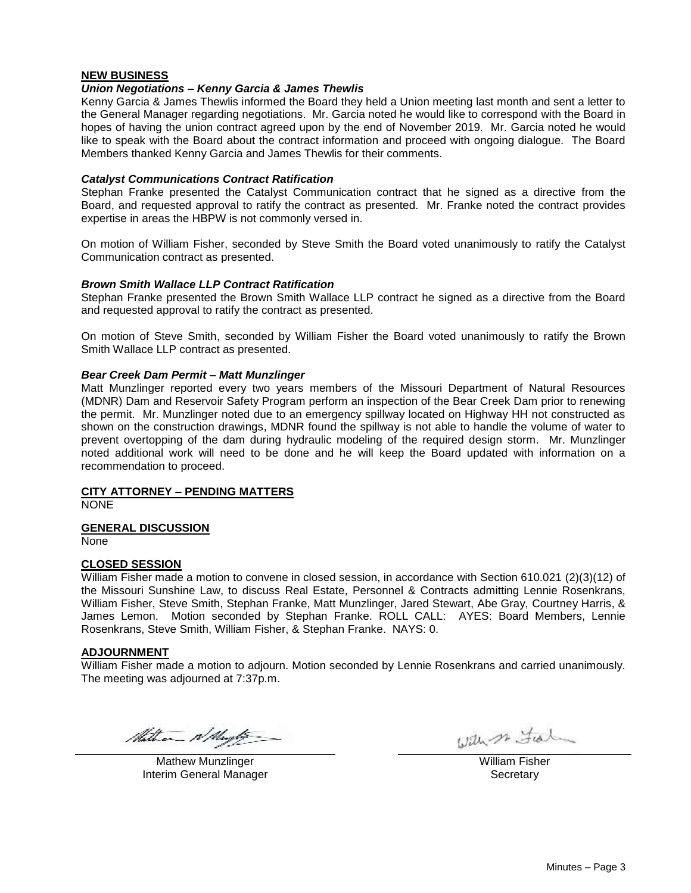## NEW BUSINESS

***Union Negotiations – Kenny Garcia & James Thewlis***

Kenny Garcia & James Thewlis informed the Board they held a Union meeting last month and sent a letter to the General Manager regarding negotiations. Mr. Garcia noted he would like to correspond with the Board in hopes of having the union contract agreed upon by the end of November 2019. Mr. Garcia noted he would like to speak with the Board about the contract information and proceed with ongoing dialogue. The Board Members thanked Kenny Garcia and James Thewlis for their comments.

***Catalyst Communications Contract Ratification***

Stephan Franke presented the Catalyst Communication contract that he signed as a directive from the Board, and requested approval to ratify the contract as presented. Mr. Franke noted the contract provides expertise in areas the HBPW is not commonly versed in.

On motion of William Fisher, seconded by Steve Smith the Board voted unanimously to ratify the Catalyst Communication contract as presented.

***Brown Smith Wallace LLP Contract Ratification***

Stephan Franke presented the Brown Smith Wallace LLP contract he signed as a directive from the Board and requested approval to ratify the contract as presented.

On motion of Steve Smith, seconded by William Fisher the Board voted unanimously to ratify the Brown Smith Wallace LLP contract as presented.

***Bear Creek Dam Permit – Matt Munzlinger***

Matt Munzlinger reported every two years members of the Missouri Department of Natural Resources (MDNR) Dam and Reservoir Safety Program perform an inspection of the Bear Creek Dam prior to renewing the permit. Mr. Munzlinger noted due to an emergency spillway located on Highway HH not constructed as shown on the construction drawings, MDNR found the spillway is not able to handle the volume of water to prevent overtopping of the dam during hydraulic modeling of the required design storm. Mr. Munzlinger noted additional work will need to be done and he will keep the Board updated with information on a recommendation to proceed.

## CITY ATTORNEY – PENDING MATTERS

NONE

## GENERAL DISCUSSION

None

## CLOSED SESSION

William Fisher made a motion to convene in closed session, in accordance with Section 610.021 (2)(3)(12) of the Missouri Sunshine Law, to discuss Real Estate, Personnel & Contracts admitting Lennie Rosenkrans, William Fisher, Steve Smith, Stephan Franke, Matt Munzlinger, Jared Stewart, Abe Gray, Courtney Harris, & James Lemon. Motion seconded by Stephan Franke. ROLL CALL: AYES: Board Members, Lennie Rosenkrans, Steve Smith, William Fisher, & Stephan Franke. NAYS: 0.

## ADJOURNMENT

William Fisher made a motion to adjourn. Motion seconded by Lennie Rosenkrans and carried unanimously. The meeting was adjourned at 7:37p.m.

Mathew Munzlinger
Interim General Manager

William Fisher
Secretary